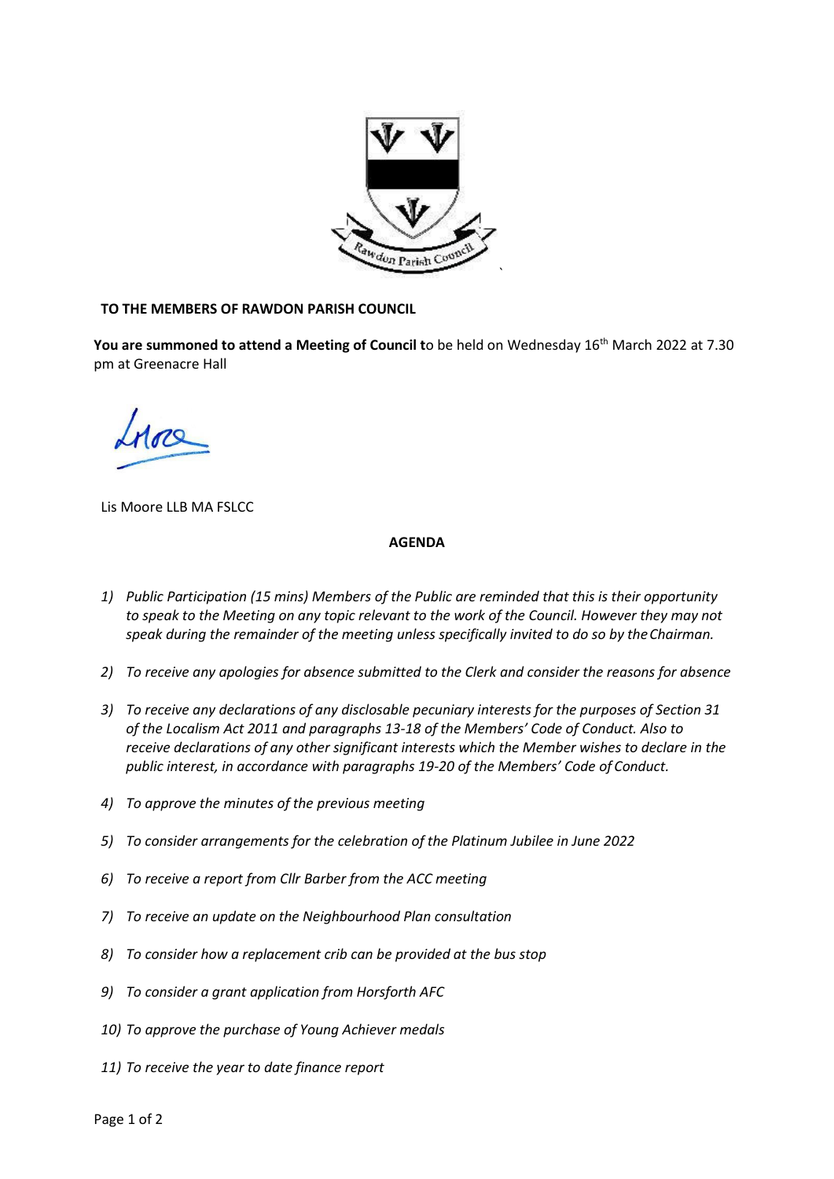**TO THE MEMBERS OF RAWDON PARISH COUNCIL**

**You are summoned to attend a Meeting of Council t**o be held on Wednesday 16th March 2022 at 7.30 pm at Greenacre Hall

Lis Moore LLB MA FSLCC

## AGENDA

1) *Public Participation (15 mins) Members of the Public are reminded that this is their opportunity to speak to the Meeting on any topic relevant to the work of the Council. However they may not speak during the remainder of the meeting unless specifically invited to do so by the Chairman.*

2) *To receive any apologies for absence submitted to the Clerk and consider the reasons for absence*

3) *To receive any declarations of any disclosable pecuniary interests for the purposes of Section 31 of the Localism Act 2011 and paragraphs 13-18 of the Members' Code of Conduct. Also to receive declarations of any other significant interests which the Member wishes to declare in the public interest, in accordance with paragraphs 19-20 of the Members' Code of Conduct.*

4) *To approve the minutes of the previous meeting*

5) *To consider arrangements for the celebration of the Platinum Jubilee in June 2022*

6) *To receive a report from Cllr Barber from the ACC meeting*

7) *To receive an update on the Neighbourhood Plan consultation*

8) *To consider how a replacement crib can be provided at the bus stop*

9) *To consider a grant application from Horsforth AFC*

10) *To approve the purchase of Young Achiever medals*

11) *To receive the year to date finance report*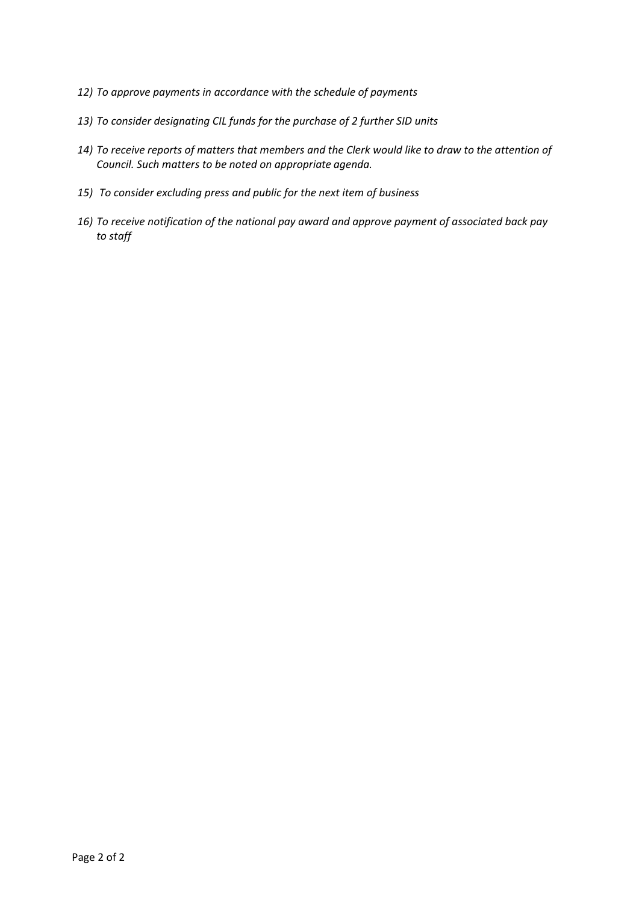12) *To approve payments in accordance with the schedule of payments*

13) *To consider designating CIL funds for the purchase of 2 further SID units*

14) *To receive reports of matters that members and the Clerk would like to draw to the attention of Council. Such matters to be noted on appropriate agenda.*

15) *To consider excluding press and public for the next item of business*

16) *To receive notification of the national pay award and approve payment of associated back pay to staff*